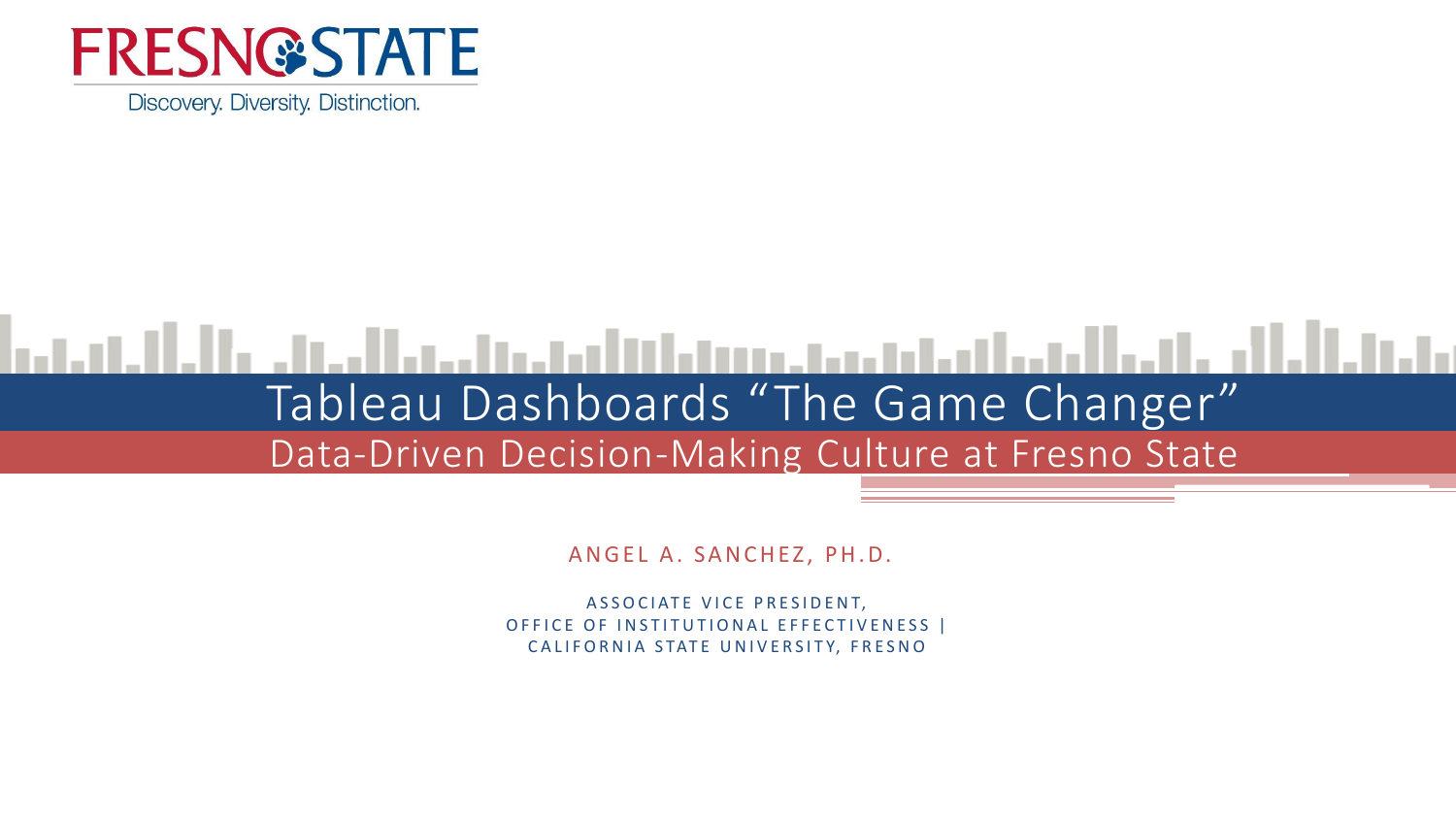FRESNO STATE

Discovery. Diversity. Distinction.

# Tableau Dashboards "The Game Changer"

## Data-Driven Decision-Making Culture at Fresno State

ANGEL A. SANCHEZ, PH.D.

ASSOCIATE VICE PRESIDENT,
OFFICE OF INSTITUTIONAL EFFECTIVENESS |
CALIFORNIA STATE UNIVERSITY, FRESNO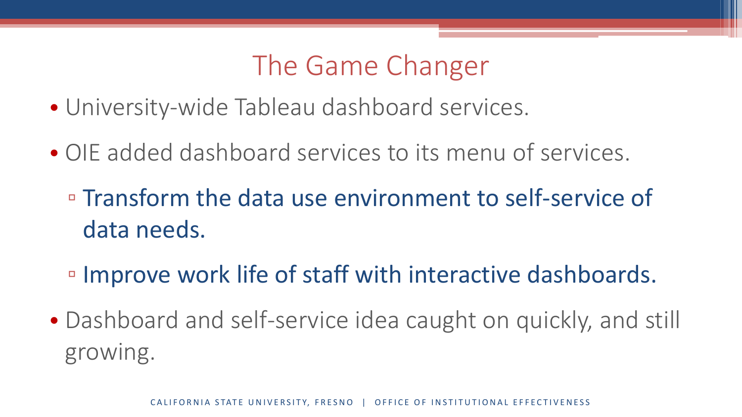# The Game Changer

- University-wide Tableau dashboard services.
- OIE added dashboard services to its menu of services.
  - Transform the data use environment to self-service of data needs.
  - Improve work life of staff with interactive dashboards.
- Dashboard and self-service idea caught on quickly, and still growing.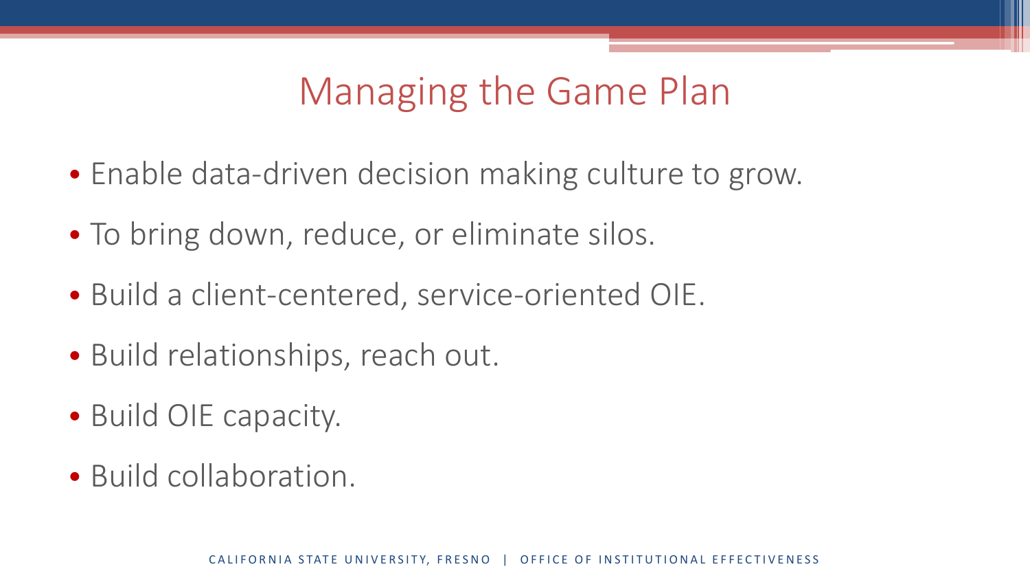# Managing the Game Plan

- Enable data-driven decision making culture to grow.
- To bring down, reduce, or eliminate silos.
- Build a client-centered, service-oriented OIE.
- Build relationships, reach out.
- Build OIE capacity.
- Build collaboration.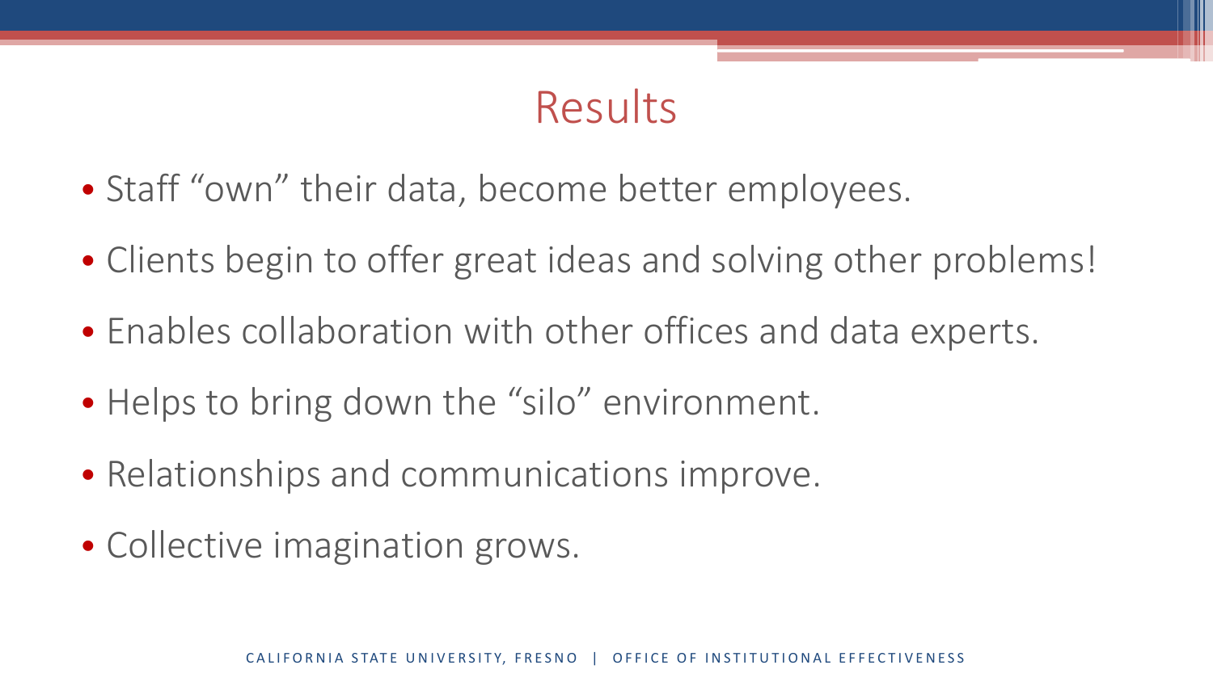# Results

- Staff "own" their data, become better employees.
- Clients begin to offer great ideas and solving other problems!
- Enables collaboration with other offices and data experts.
- Helps to bring down the "silo" environment.
- Relationships and communications improve.
- Collective imagination grows.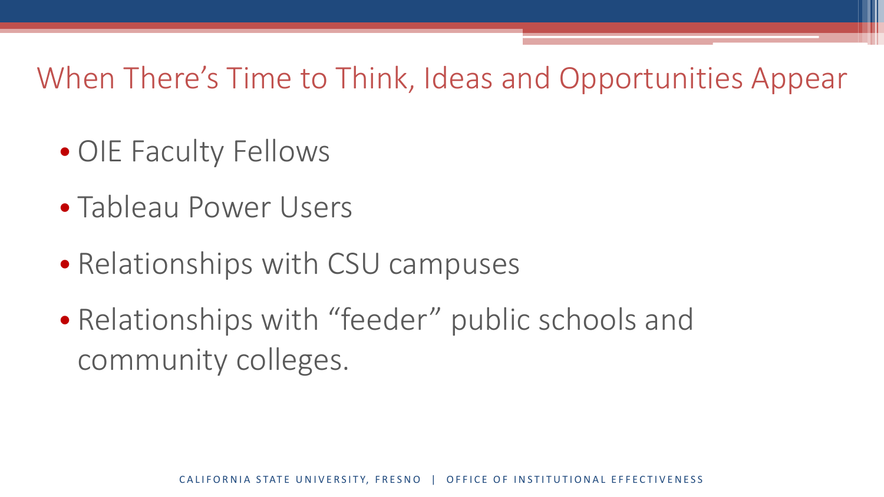## When There's Time to Think, Ideas and Opportunities Appear

- OIE Faculty Fellows
- Tableau Power Users
- Relationships with CSU campuses
- Relationships with "feeder" public schools and community colleges.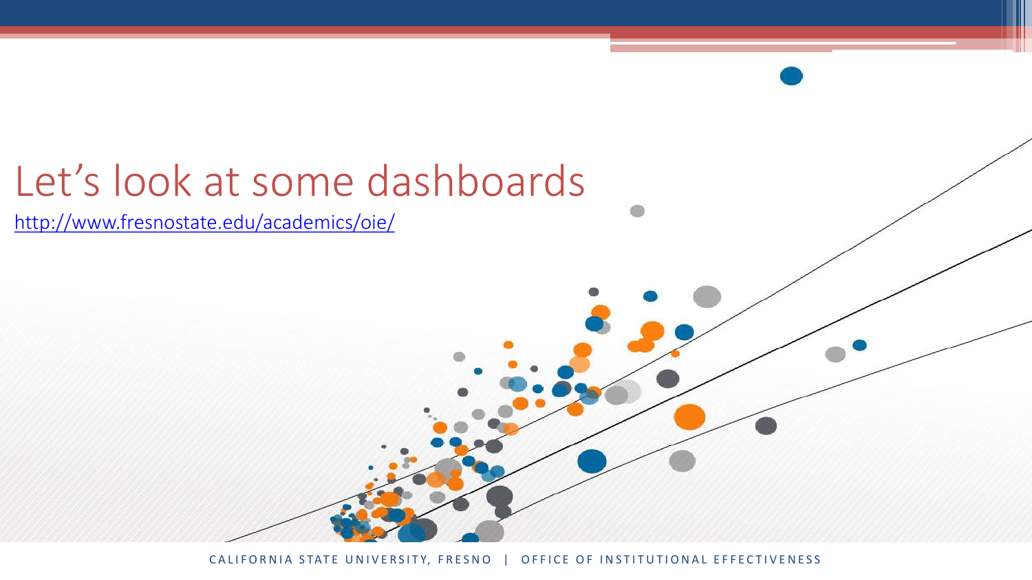# Let's look at some dashboards

http://www.fresnostate.edu/academics/oie/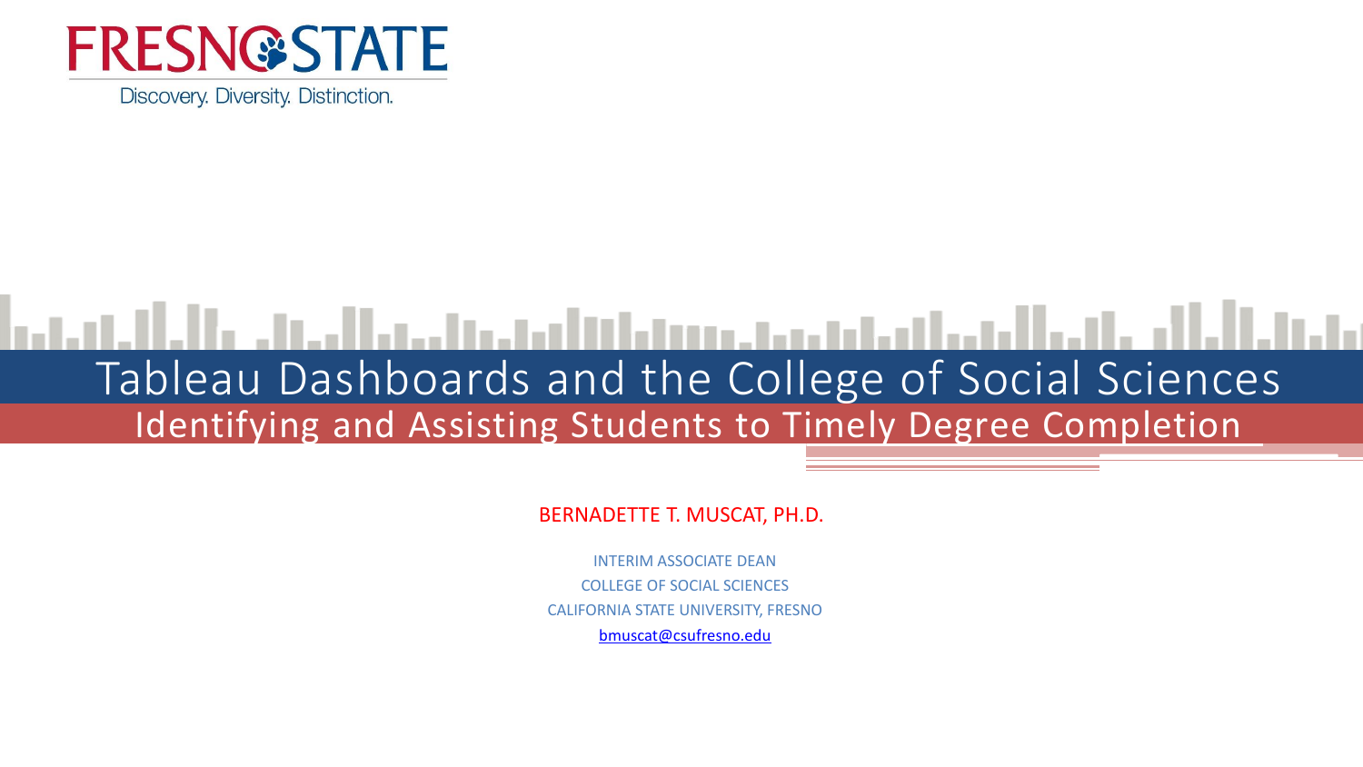FRESNO STATE

Discovery. Diversity. Distinction.

# Tableau Dashboards and the College of Social Sciences

## Identifying and Assisting Students to Timely Degree Completion

BERNADETTE T. MUSCAT, PH.D.

INTERIM ASSOCIATE DEAN

COLLEGE OF SOCIAL SCIENCES

CALIFORNIA STATE UNIVERSITY, FRESNO

bmuscat@csufresno.edu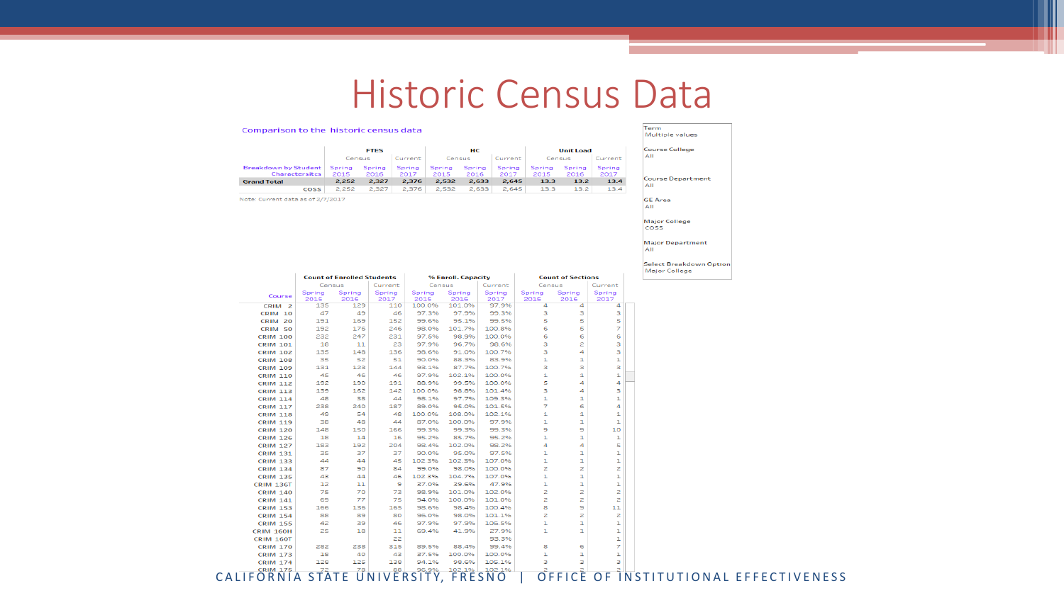# Historic Census Data

Comparison to the historic census data

| Breakdown by Student Characteristics | FTES Census Spring 2015 | FTES Census Spring 2016 | FTES Current Spring 2017 | HC Census Spring 2015 | HC Census Spring 2016 | HC Current Spring 2017 | Unit Load Census Spring 2015 | Unit Load Census Spring 2016 | Unit Load Current Spring 2017 |
|---|---|---|---|---|---|---|---|---|---|
| **Grand Total** | 2,252 | 2,327 | 2,376 | 2,532 | 2,633 | 2,645 | 13.3 | 13.2 | 13.4 |
| COSS | 2,252 | 2,327 | 2,376 | 2,532 | 2,633 | 2,645 | 13.3 | 13.2 | 13.4 |

Note: Current data as of 2/7/2017

| Filter | Value |
|---|---|
| Term | Multiple values |
| Course College | All |
| Course Department | All |
| GE Area | All |
| Major College | COSS |
| Major Department | All |
| Select Breakdown Option | Major College |

| Course | Count of Enrolled Students Census Spring 2015 | Count of Enrolled Students Census Spring 2016 | Count of Enrolled Students Current Spring 2017 | % Enroll. Capacity Census Spring 2015 | % Enroll. Capacity Census Spring 2016 | % Enroll. Capacity Current Spring 2017 | Count of Sections Census Spring 2015 | Count of Sections Census Spring 2016 | Count of Sections Current Spring 2017 |
|---|---|---|---|---|---|---|---|---|---|
| CRIM 2 | 135 | 129 | 110 | 100.0% | 101.0% | 97.9% | 4 | 4 | 4 |
| CRIM 10 | 47 | 49 | 46 | 97.3% | 97.9% | 93.3% | 3 | 3 | 3 |
| CRIM 20 | 191 | 169 | 152 | 99.6% | 95.1% | 99.5% | 5 | 5 | 5 |
| CRIM 50 | 192 | 176 | 246 | 98.0% | 101.7% | 100.8% | 6 | 5 | 7 |
| CRIM 100 | 232 | 247 | 231 | 97.5% | 98.9% | 100.0% | 6 | 6 | 6 |
| CRIM 101 | 18 | 11 | 23 | 97.9% | 96.7% | 98.6% | 3 | 2 | 3 |
| CRIM 102 | 135 | 148 | 136 | 98.6% | 91.0% | 100.7% | 3 | 4 | 3 |
| CRIM 108 | 35 | 52 | 51 | 90.0% | 88.3% | 83.9% | 1 | 1 | 1 |
| CRIM 109 | 131 | 123 | 144 | 93.1% | 87.7% | 100.7% | 3 | 3 | 3 |
| CRIM 110 | 45 | 46 | 46 | 97.9% | 102.1% | 100.0% | 1 | 1 | 1 |
| CRIM 112 | 192 | 190 | 191 | 88.9% | 99.5% | 100.0% | 5 | 4 | 4 |
| CRIM 113 | 139 | 162 | 142 | 100.0% | 98.8% | 101.4% | 3 | 4 | 3 |
| CRIM 114 | 48 | 38 | 44 | 98.1% | 97.7% | 109.3% | 1 | 1 | 1 |
| CRIM 117 | 236 | 240 | 187 | 89.0% | 95.0% | 101.5% | 7 | 6 | 4 |
| CRIM 118 | 49 | 54 | 48 | 100.0% | 108.0% | 102.1% | 1 | 1 | 1 |
| CRIM 119 | 38 | 48 | 44 | 87.0% | 100.0% | 97.9% | 1 | 1 | 1 |
| CRIM 120 | 148 | 150 | 166 | 99.3% | 99.3% | 99.3% | 9 | 9 | 10 |
| CRIM 126 | 18 | 14 | 16 | 95.2% | 85.7% | 95.2% | 1 | 1 | 1 |
| CRIM 127 | 183 | 192 | 204 | 98.4% | 102.0% | 98.2% | 4 | 4 | 5 |
| CRIM 131 | 35 | 37 | 37 | 90.0% | 95.0% | 97.5% | 1 | 1 | 1 |
| CRIM 133 | 44 | 44 | 45 | 102.3% | 102.3% | 107.0% | 1 | 1 | 1 |
| CRIM 134 | 87 | 90 | 84 | 99.0% | 98.0% | 100.0% | 2 | 2 | 2 |
| CRIM 135 | 43 | 44 | 46 | 102.3% | 104.7% | 107.0% | 1 | 1 | 1 |
| CRIM 136T | 12 | 11 | 9 | 87.0% | 39.6% | 47.9% | 1 | 1 | 1 |
| CRIM 140 | 75 | 70 | 73 | 98.9% | 101.0% | 102.0% | 2 | 2 | 2 |
| CRIM 141 | 69 | 77 | 75 | 94.0% | 100.0% | 101.0% | 2 | 2 | 2 |
| CRIM 153 | 166 | 136 | 165 | 98.6% | 98.4% | 100.4% | 8 | 9 | 11 |
| CRIM 154 | 88 | 89 | 80 | 96.0% | 98.0% | 101.1% | 2 | 2 | 2 |
| CRIM 155 | 42 | 39 | 46 | 97.9% | 97.9% | 106.5% | 1 | 1 | 1 |
| CRIM 160H | 25 | 18 | 11 | 69.4% | 41.9% | 27.9% | 1 | 1 | 1 |
| CRIM 160T | | | 22 | | | 93.3% | | | 1 |
| CRIM 170 | 262 | 238 | 315 | 89.5% | 88.4% | 99.4% | 8 | 6 | 7 |
| CRIM 173 | 18 | 40 | 43 | 37.5% | 100.0% | 100.0% | 1 | 1 | 1 |
| CRIM 174 | 128 | 125 | 138 | 94.1% | 98.6% | 105.1% | 3 | 3 | 3 |
| CRIM 175 | 72 | 78 | 88 | 96.9% | 102.1% | 102.1% | 2 | 2 | 2 |

CALIFORNIA STATE UNIVERSITY, FRESNO | OFFICE OF INSTITUTIONAL EFFECTIVENESS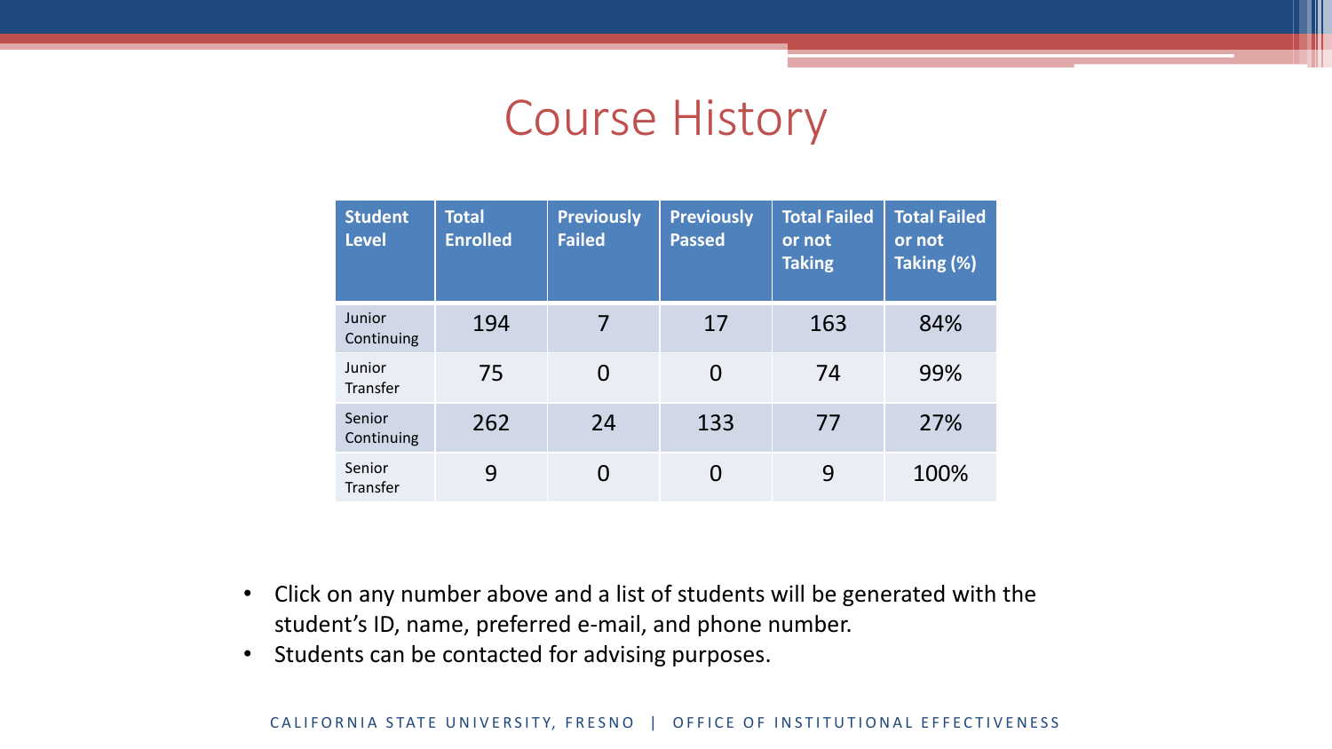# Course History

| Student Level | Total Enrolled | Previously Failed | Previously Passed | Total Failed or not Taking | Total Failed or not Taking (%) |
|---|---|---|---|---|---|
| Junior Continuing | 194 | 7 | 17 | 163 | 84% |
| Junior Transfer | 75 | 0 | 0 | 74 | 99% |
| Senior Continuing | 262 | 24 | 133 | 77 | 27% |
| Senior Transfer | 9 | 0 | 0 | 9 | 100% |

- Click on any number above and a list of students will be generated with the student's ID, name, preferred e-mail, and phone number.
- Students can be contacted for advising purposes.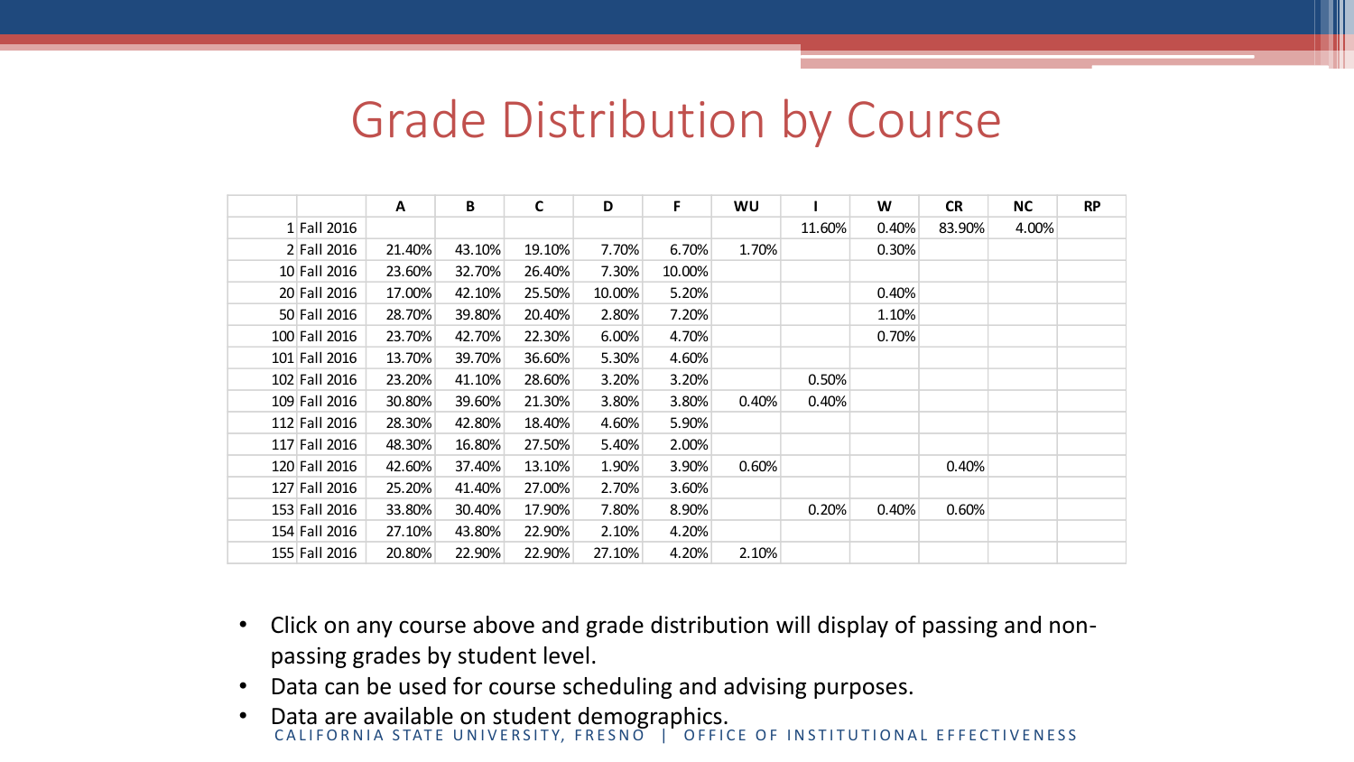# Grade Distribution by Course

| | | A | B | C | D | F | WU | I | W | CR | NC | RP |
|---|---|---|---|---|---|---|---|---|---|---|---|---|
| 1 | Fall 2016 | | | | | | | 11.60% | 0.40% | 83.90% | 4.00% | |
| 2 | Fall 2016 | 21.40% | 43.10% | 19.10% | 7.70% | 6.70% | 1.70% | | 0.30% | | | |
| 10 | Fall 2016 | 23.60% | 32.70% | 26.40% | 7.30% | 10.00% | | | | | | |
| 20 | Fall 2016 | 17.00% | 42.10% | 25.50% | 10.00% | 5.20% | | | 0.40% | | | |
| 50 | Fall 2016 | 28.70% | 39.80% | 20.40% | 2.80% | 7.20% | | | 1.10% | | | |
| 100 | Fall 2016 | 23.70% | 42.70% | 22.30% | 6.00% | 4.70% | | | 0.70% | | | |
| 101 | Fall 2016 | 13.70% | 39.70% | 36.60% | 5.30% | 4.60% | | | | | | |
| 102 | Fall 2016 | 23.20% | 41.10% | 28.60% | 3.20% | 3.20% | | 0.50% | | | | |
| 109 | Fall 2016 | 30.80% | 39.60% | 21.30% | 3.80% | 3.80% | 0.40% | 0.40% | | | | |
| 112 | Fall 2016 | 28.30% | 42.80% | 18.40% | 4.60% | 5.90% | | | | | | |
| 117 | Fall 2016 | 48.30% | 16.80% | 27.50% | 5.40% | 2.00% | | | | | | |
| 120 | Fall 2016 | 42.60% | 37.40% | 13.10% | 1.90% | 3.90% | 0.60% | | | 0.40% | | |
| 127 | Fall 2016 | 25.20% | 41.40% | 27.00% | 2.70% | 3.60% | | | | | | |
| 153 | Fall 2016 | 33.80% | 30.40% | 17.90% | 7.80% | 8.90% | | 0.20% | 0.40% | 0.60% | | |
| 154 | Fall 2016 | 27.10% | 43.80% | 22.90% | 2.10% | 4.20% | | | | | | |
| 155 | Fall 2016 | 20.80% | 22.90% | 22.90% | 27.10% | 4.20% | 2.10% | | | | | |

- Click on any course above and grade distribution will display of passing and non-passing grades by student level.
- Data can be used for course scheduling and advising purposes.
- Data are available on student demographics.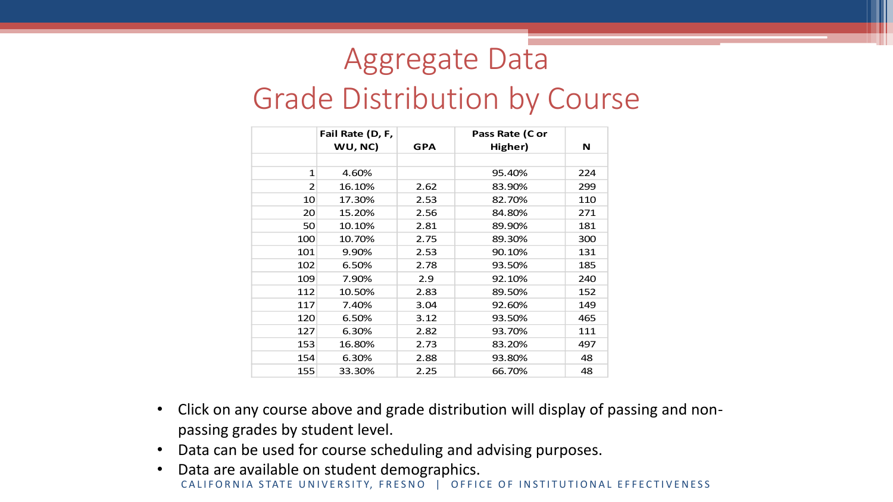# Aggregate Data
## Grade Distribution by Course

| | Fail Rate (D, F, WU, NC) | GPA | Pass Rate (C or Higher) | N |
|---|---|---|---|---|
| | | | | |
| 1 | 4.60% | | 95.40% | 224 |
| 2 | 16.10% | 2.62 | 83.90% | 299 |
| 10 | 17.30% | 2.53 | 82.70% | 110 |
| 20 | 15.20% | 2.56 | 84.80% | 271 |
| 50 | 10.10% | 2.81 | 89.90% | 181 |
| 100 | 10.70% | 2.75 | 89.30% | 300 |
| 101 | 9.90% | 2.53 | 90.10% | 131 |
| 102 | 6.50% | 2.78 | 93.50% | 185 |
| 109 | 7.90% | 2.9 | 92.10% | 240 |
| 112 | 10.50% | 2.83 | 89.50% | 152 |
| 117 | 7.40% | 3.04 | 92.60% | 149 |
| 120 | 6.50% | 3.12 | 93.50% | 465 |
| 127 | 6.30% | 2.82 | 93.70% | 111 |
| 153 | 16.80% | 2.73 | 83.20% | 497 |
| 154 | 6.30% | 2.88 | 93.80% | 48 |
| 155 | 33.30% | 2.25 | 66.70% | 48 |

- Click on any course above and grade distribution will display of passing and non-passing grades by student level.
- Data can be used for course scheduling and advising purposes.
- Data are available on student demographics.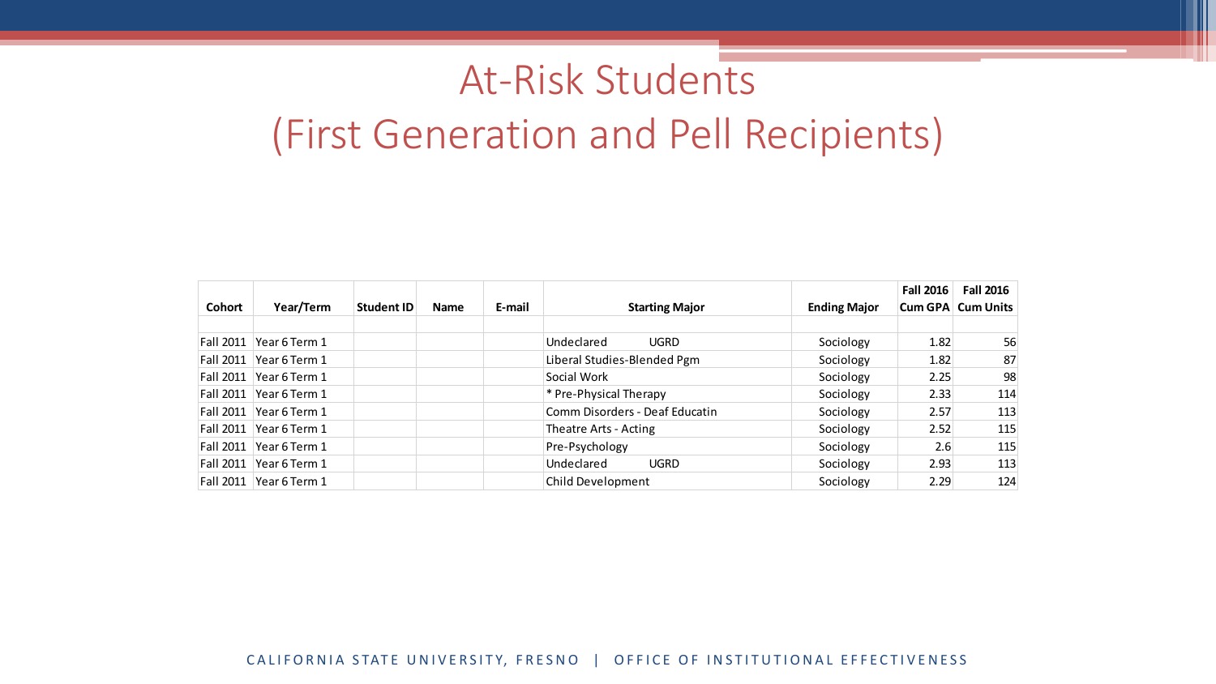# At-Risk Students (First Generation and Pell Recipients)

| Cohort | Year/Term | Student ID | Name | E-mail | Starting Major | Ending Major | Fall 2016 Cum GPA | Fall 2016 Cum Units |
|---|---|---|---|---|---|---|---|---|
| | | | | | | | | |
| Fall 2011 | Year 6 Term 1 | | | | Undeclared UGRD | Sociology | 1.82 | 56 |
| Fall 2011 | Year 6 Term 1 | | | | Liberal Studies-Blended Pgm | Sociology | 1.82 | 87 |
| Fall 2011 | Year 6 Term 1 | | | | Social Work | Sociology | 2.25 | 98 |
| Fall 2011 | Year 6 Term 1 | | | | * Pre-Physical Therapy | Sociology | 2.33 | 114 |
| Fall 2011 | Year 6 Term 1 | | | | Comm Disorders - Deaf Educatin | Sociology | 2.57 | 113 |
| Fall 2011 | Year 6 Term 1 | | | | Theatre Arts - Acting | Sociology | 2.52 | 115 |
| Fall 2011 | Year 6 Term 1 | | | | Pre-Psychology | Sociology | 2.6 | 115 |
| Fall 2011 | Year 6 Term 1 | | | | Undeclared UGRD | Sociology | 2.93 | 113 |
| Fall 2011 | Year 6 Term 1 | | | | Child Development | Sociology | 2.29 | 124 |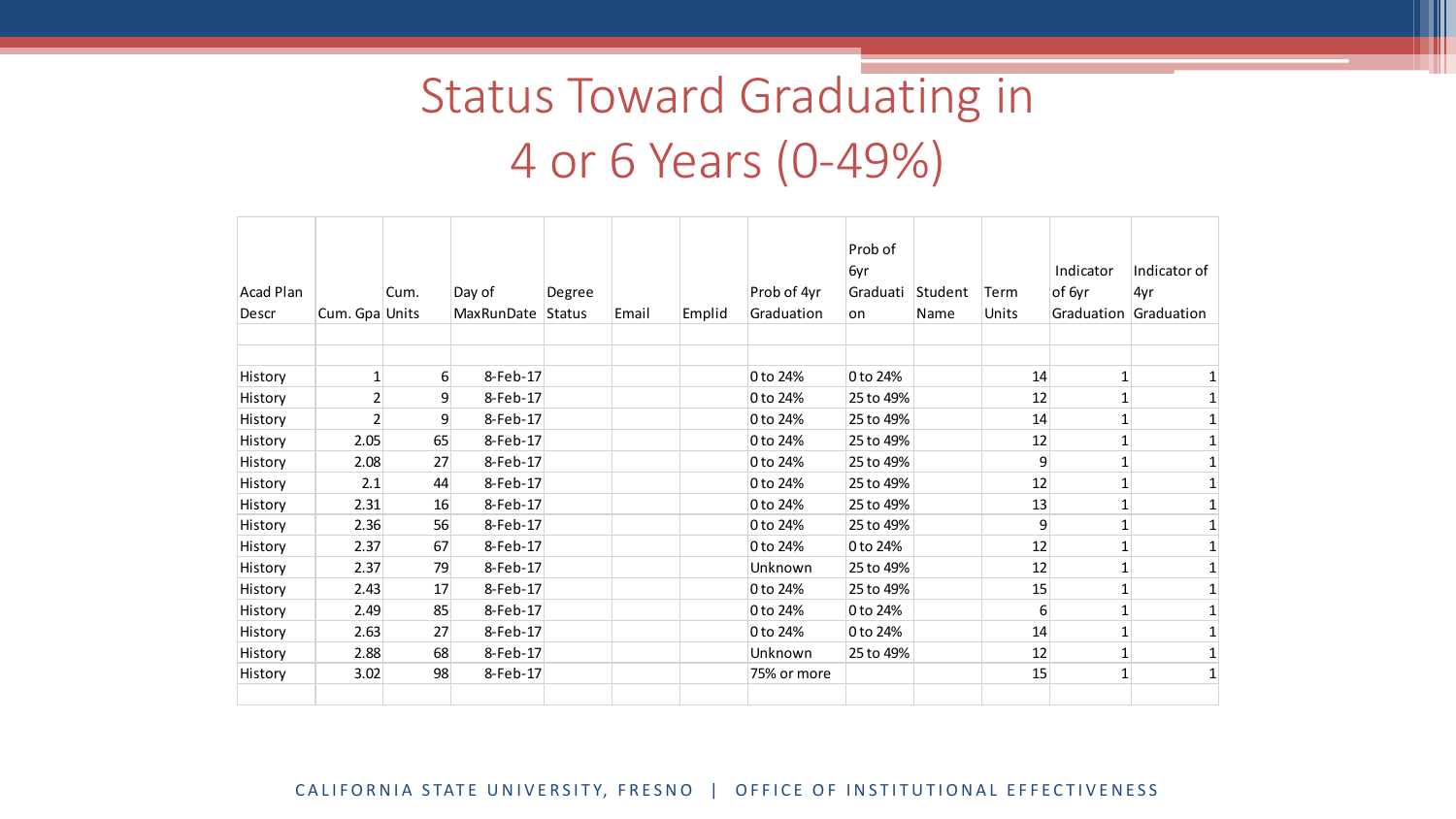# Status Toward Graduating in 4 or 6 Years (0-49%)

| Acad Plan Descr | Cum. Gpa | Cum. Units | Day of MaxRunDate | Degree Status | Email | Emplid | Prob of 4yr Graduation | Prob of 6yr Graduation | Student Name | Term Units | Indicator of 6yr Graduation | Indicator of 4yr Graduation |
|---|---|---|---|---|---|---|---|---|---|---|---|---|
| | | | | | | | | | | | | |
| | | | | | | | | | | | | |
| History | 1 | 6 | 8-Feb-17 | | | | 0 to 24% | 0 to 24% | | 14 | 1 | 1 |
| History | 2 | 9 | 8-Feb-17 | | | | 0 to 24% | 25 to 49% | | 12 | 1 | 1 |
| History | 2 | 9 | 8-Feb-17 | | | | 0 to 24% | 25 to 49% | | 14 | 1 | 1 |
| History | 2.05 | 65 | 8-Feb-17 | | | | 0 to 24% | 25 to 49% | | 12 | 1 | 1 |
| History | 2.08 | 27 | 8-Feb-17 | | | | 0 to 24% | 25 to 49% | | 9 | 1 | 1 |
| History | 2.1 | 44 | 8-Feb-17 | | | | 0 to 24% | 25 to 49% | | 12 | 1 | 1 |
| History | 2.31 | 16 | 8-Feb-17 | | | | 0 to 24% | 25 to 49% | | 13 | 1 | 1 |
| History | 2.36 | 56 | 8-Feb-17 | | | | 0 to 24% | 25 to 49% | | 9 | 1 | 1 |
| History | 2.37 | 67 | 8-Feb-17 | | | | 0 to 24% | 0 to 24% | | 12 | 1 | 1 |
| History | 2.37 | 79 | 8-Feb-17 | | | | Unknown | 25 to 49% | | 12 | 1 | 1 |
| History | 2.43 | 17 | 8-Feb-17 | | | | 0 to 24% | 25 to 49% | | 15 | 1 | 1 |
| History | 2.49 | 85 | 8-Feb-17 | | | | 0 to 24% | 0 to 24% | | 6 | 1 | 1 |
| History | 2.63 | 27 | 8-Feb-17 | | | | 0 to 24% | 0 to 24% | | 14 | 1 | 1 |
| History | 2.88 | 68 | 8-Feb-17 | | | | Unknown | 25 to 49% | | 12 | 1 | 1 |
| History | 3.02 | 98 | 8-Feb-17 | | | | 75% or more | | | 15 | 1 | 1 |
| | | | | | | | | | | | | |

CALIFORNIA STATE UNIVERSITY, FRESNO | OFFICE OF INSTITUTIONAL EFFECTIVENESS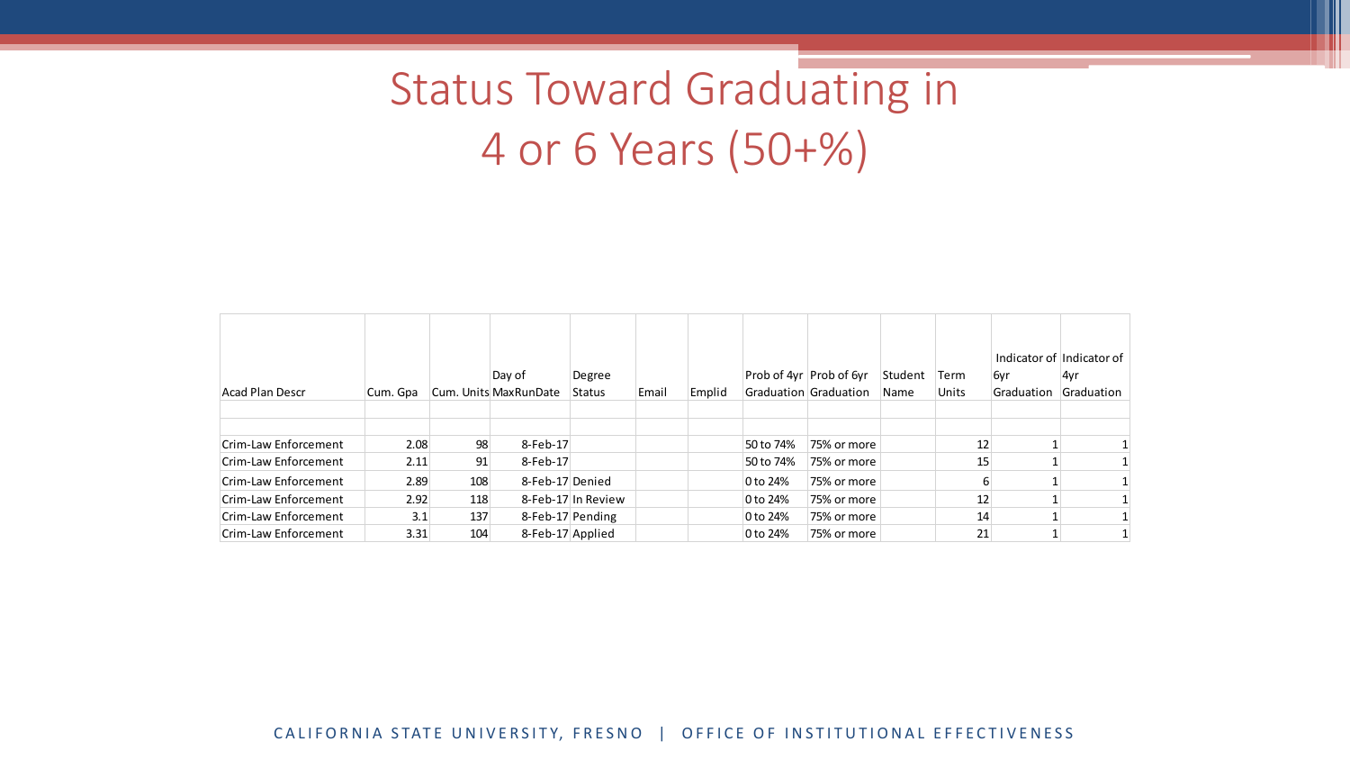# Status Toward Graduating in 4 or 6 Years (50+%)

| Acad Plan Descr | Cum. Gpa | Cum. Units | Day of MaxRunDate | Degree Status | Email | Emplid | Prob of 4yr Graduation | Prob of 6yr Graduation | Student Name | Term Units | Indicator of 6yr Graduation | Indicator of 4yr Graduation |
|---|---|---|---|---|---|---|---|---|---|---|---|---|
| | | | | | | | | | | | | |
| | | | | | | | | | | | | |
| Crim-Law Enforcement | 2.08 | 98 | 8-Feb-17 | | | | 50 to 74% | 75% or more | | 12 | 1 | 1 |
| Crim-Law Enforcement | 2.11 | 91 | 8-Feb-17 | | | | 50 to 74% | 75% or more | | 15 | 1 | 1 |
| Crim-Law Enforcement | 2.89 | 108 | 8-Feb-17 | Denied | | | 0 to 24% | 75% or more | | 6 | 1 | 1 |
| Crim-Law Enforcement | 2.92 | 118 | 8-Feb-17 | In Review | | | 0 to 24% | 75% or more | | 12 | 1 | 1 |
| Crim-Law Enforcement | 3.1 | 137 | 8-Feb-17 | Pending | | | 0 to 24% | 75% or more | | 14 | 1 | 1 |
| Crim-Law Enforcement | 3.31 | 104 | 8-Feb-17 | Applied | | | 0 to 24% | 75% or more | | 21 | 1 | 1 |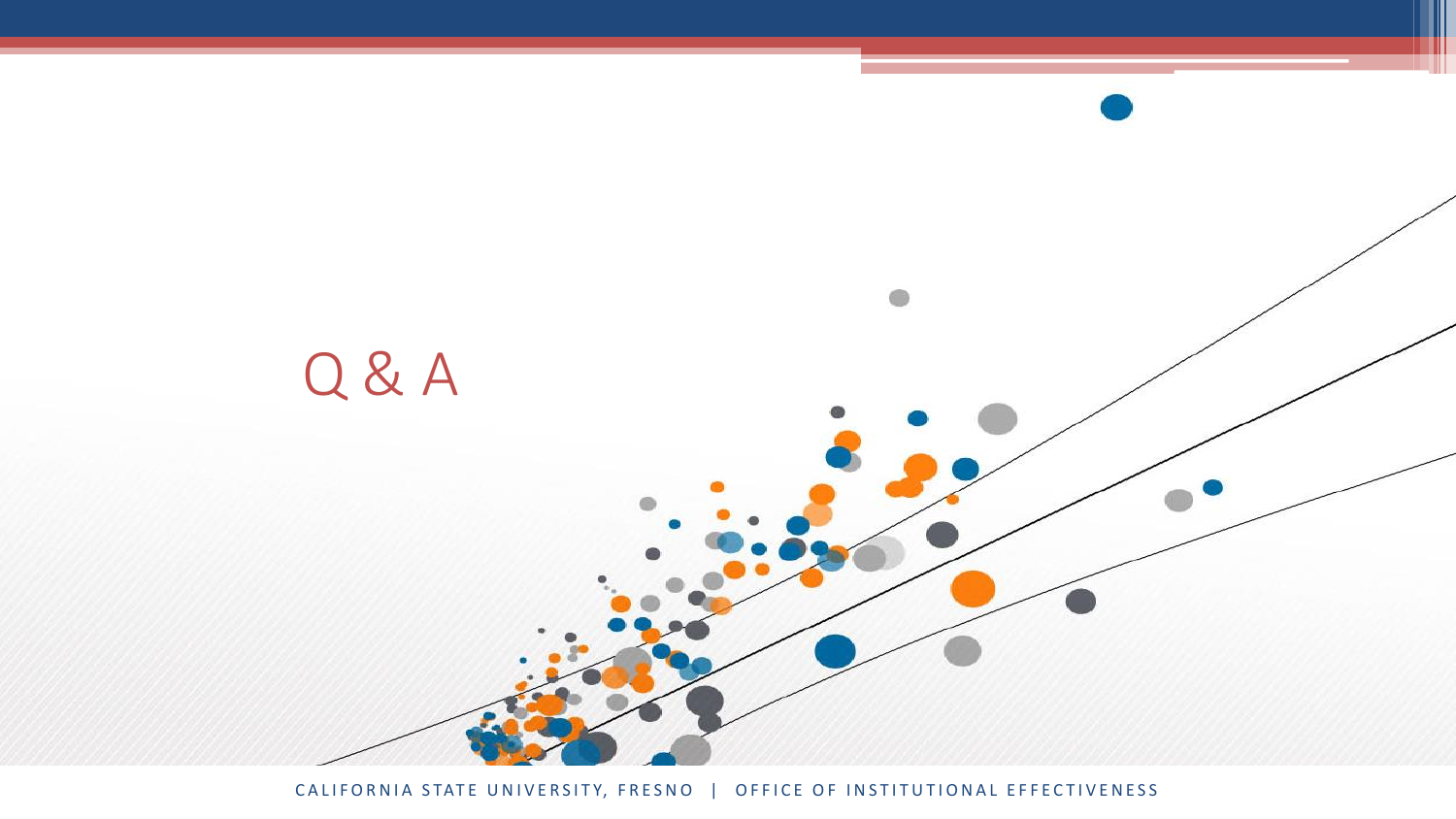# Q & A